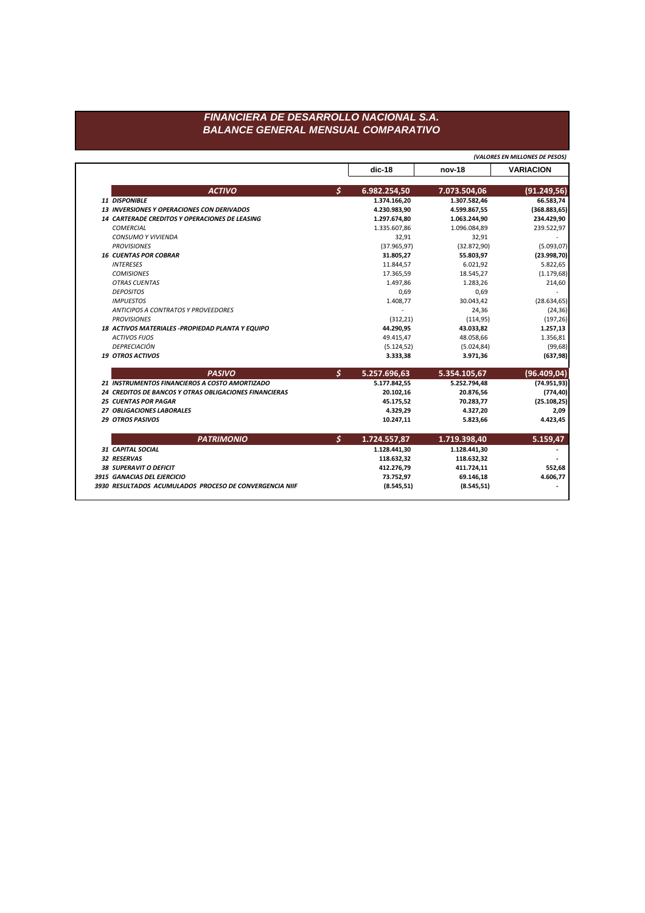# FINANCIERA DE DESARROLLO NACIONAL S.A.
## BALANCE GENERAL MENSUAL COMPARATIVO

*(VALORES EN MILLONES DE PESOS)*

| | | dic-18 | nov-18 | VARIACION |
|---|---|---|---|---|
| **ACTIVO** | $ | **6.982.254,50** | **7.073.504,06** | **(91.249,56)** |
| **11 DISPONIBLE** | | **1.374.166,20** | **1.307.582,46** | **66.583,74** |
| **13 INVERSIONES Y OPERACIONES CON DERIVADOS** | | **4.230.983,90** | **4.599.867,55** | **(368.883,65)** |
| **14 CARTERADE CREDITOS Y OPERACIONES DE LEASING** | | **1.297.674,80** | **1.063.244,90** | **234.429,90** |
| *COMERCIAL* | | 1.335.607,86 | 1.096.084,89 | 239.522,97 |
| *CONSUMO Y VIVIENDA* | | 32,91 | 32,91 | - |
| *PROVISIONES* | | (37.965,97) | (32.872,90) | (5.093,07) |
| **16 CUENTAS POR COBRAR** | | **31.805,27** | **55.803,97** | **(23.998,70)** |
| *INTERESES* | | 11.844,57 | 6.021,92 | 5.822,65 |
| *COMISIONES* | | 17.365,59 | 18.545,27 | (1.179,68) |
| *OTRAS CUENTAS* | | 1.497,86 | 1.283,26 | 214,60 |
| *DEPOSITOS* | | 0,69 | 0,69 | - |
| *IMPUESTOS* | | 1.408,77 | 30.043,42 | (28.634,65) |
| *ANTICIPOS A CONTRATOS Y PROVEEDORES* | | - | 24,36 | (24,36) |
| *PROVISIONES* | | (312,21) | (114,95) | (197,26) |
| **18 ACTIVOS MATERIALES -PROPIEDAD PLANTA Y EQUIPO** | | **44.290,95** | **43.033,82** | **1.257,13** |
| *ACTIVOS FIJOS* | | 49.415,47 | 48.058,66 | 1.356,81 |
| *DEPRECIACIÓN* | | (5.124,52) | (5.024,84) | (99,68) |
| **19 OTROS ACTIVOS** | | **3.333,38** | **3.971,36** | **(637,98)** |
| **PASIVO** | $ | **5.257.696,63** | **5.354.105,67** | **(96.409,04)** |
| **21 INSTRUMENTOS FINANCIEROS A COSTO AMORTIZADO** | | **5.177.842,55** | **5.252.794,48** | **(74.951,93)** |
| **24 CREDITOS DE BANCOS Y OTRAS OBLIGACIONES FINANCIERAS** | | **20.102,16** | **20.876,56** | **(774,40)** |
| **25 CUENTAS POR PAGAR** | | **45.175,52** | **70.283,77** | **(25.108,25)** |
| **27 OBLIGACIONES LABORALES** | | **4.329,29** | **4.327,20** | **2,09** |
| **29 OTROS PASIVOS** | | **10.247,11** | **5.823,66** | **4.423,45** |
| **PATRIMONIO** | $ | **1.724.557,87** | **1.719.398,40** | **5.159,47** |
| **31 CAPITAL SOCIAL** | | **1.128.441,30** | **1.128.441,30** | **-** |
| **32 RESERVAS** | | **118.632,32** | **118.632,32** | **-** |
| **38 SUPERAVIT O DEFICIT** | | **412.276,79** | **411.724,11** | **552,68** |
| **3915 GANACIAS DEL EJERCICIO** | | **73.752,97** | **69.146,18** | **4.606,77** |
| **3930 RESULTADOS ACUMULADOS PROCESO DE CONVERGENCIA NIIF** | | **(8.545,51)** | **(8.545,51)** | **-** |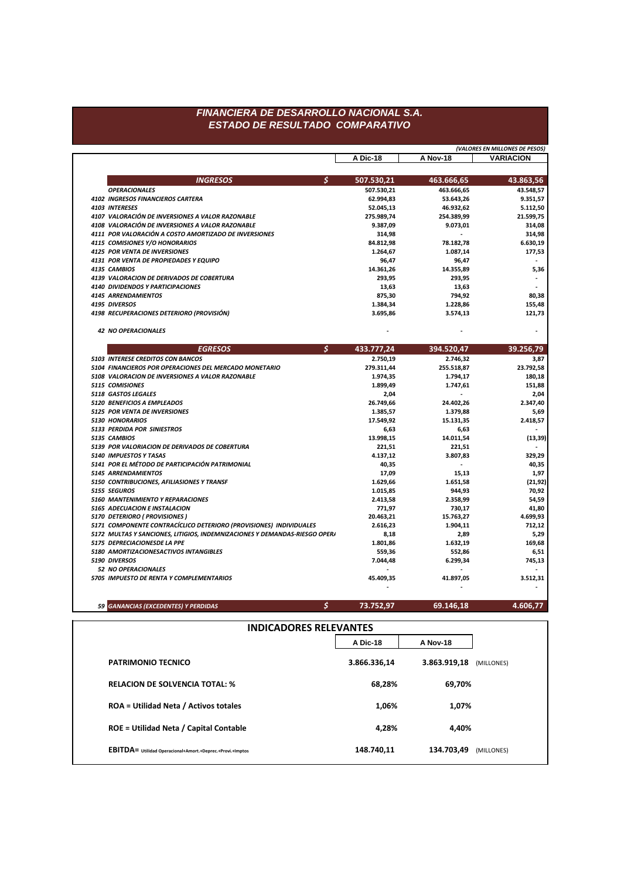# FINANCIERA DE DESARROLLO NACIONAL S.A.
## ESTADO DE RESULTADO COMPARATIVO

*(VALORES EN MILLONES DE PESOS)*

| | | A Dic-18 | A Nov-18 | VARIACION |
|---|---|---|---|---|
| **INGRESOS** | $ | 507.530,21 | 463.666,65 | 43.863,56 |
| OPERACIONALES | | 507.530,21 | 463.666,65 | 43.548,57 |
| 4102 INGRESOS FINANCIEROS CARTERA | | 62.994,83 | 53.643,26 | 9.351,57 |
| 4103 INTERESES | | 52.045,13 | 46.932,62 | 5.112,50 |
| 4107 VALORACIÓN DE INVERSIONES A VALOR RAZONABLE | | 275.989,74 | 254.389,99 | 21.599,75 |
| 4108 VALORACIÓN DE INVERSIONES A VALOR RAZONABLE | | 9.387,09 | 9.073,01 | 314,08 |
| 4111 POR VALORACIÓN A COSTO AMORTIZADO DE INVERSIONES | | 314,98 | - | 314,98 |
| 4115 COMISIONES Y/O HONORARIOS | | 84.812,98 | 78.182,78 | 6.630,19 |
| 4125 POR VENTA DE INVERSIONES | | 1.264,67 | 1.087,14 | 177,53 |
| 4131 POR VENTA DE PROPIEDADES Y EQUIPO | | 96,47 | 96,47 | - |
| 4135 CAMBIOS | | 14.361,26 | 14.355,89 | 5,36 |
| 4139 VALORACION DE DERIVADOS DE COBERTURA | | 293,95 | 293,95 | - |
| 4140 DIVIDENDOS Y PARTICIPACIONES | | 13,63 | 13,63 | - |
| 4145 ARRENDAMIENTOS | | 875,30 | 794,92 | 80,38 |
| 4195 DIVERSOS | | 1.384,34 | 1.228,86 | 155,48 |
| 4198 RECUPERACIONES DETERIORO (PROVISIÓN) | | 3.695,86 | 3.574,13 | 121,73 |
| 42 NO OPERACIONALES | | - | - | - |
| **EGRESOS** | $ | 433.777,24 | 394.520,47 | 39.256,79 |
| 5103 INTERESE CREDITOS CON BANCOS | | 2.750,19 | 2.746,32 | 3,87 |
| 5104 FINANCIEROS POR OPERACIONES DEL MERCADO MONETARIO | | 279.311,44 | 255.518,87 | 23.792,58 |
| 5108 VALORACION DE INVERSIONES A VALOR RAZONABLE | | 1.974,35 | 1.794,17 | 180,18 |
| 5115 COMISIONES | | 1.899,49 | 1.747,61 | 151,88 |
| 5118 GASTOS LEGALES | | 2,04 | - | 2,04 |
| 5120 BENEFICIOS A EMPLEADOS | | 26.749,66 | 24.402,26 | 2.347,40 |
| 5125 POR VENTA DE INVERSIONES | | 1.385,57 | 1.379,88 | 5,69 |
| 5130 HONORARIOS | | 17.549,92 | 15.131,35 | 2.418,57 |
| 5133 PERDIDA POR SINIESTROS | | 6,63 | 6,63 | - |
| 5135 CAMBIOS | | 13.998,15 | 14.011,54 | (13,39) |
| 5139 POR VALORIACION DE DERIVADOS DE COBERTURA | | 221,51 | 221,51 | - |
| 5140 IMPUESTOS Y TASAS | | 4.137,12 | 3.807,83 | 329,29 |
| 5141 POR EL MÉTODO DE PARTICIPACIÓN PATRIMONIAL | | 40,35 | - | 40,35 |
| 5145 ARRENDAMIENTOS | | 17,09 | 15,13 | 1,97 |
| 5150 CONTRIBUCIONES, AFILIASIONES Y TRANSF | | 1.629,66 | 1.651,58 | (21,92) |
| 5155 SEGUROS | | 1.015,85 | 944,93 | 70,92 |
| 5160 MANTENIMIENTO Y REPARACIONES | | 2.413,58 | 2.358,99 | 54,59 |
| 5165 ADECUACION E INSTALACION | | 771,97 | 730,17 | 41,80 |
| 5170 DETERIORO ( PROVISIONES ) | | 20.463,21 | 15.763,27 | 4.699,93 |
| 5171 COMPONENTE CONTRACÍCLICO DETERIORO (PROVISIONES) INDIVIDUALES | | 2.616,23 | 1.904,11 | 712,12 |
| 5172 MULTAS Y SANCIONES, LITIGIOS, INDEMNIZACIONES Y DEMANDAS-RIESGO OPER/ | | 8,18 | 2,89 | 5,29 |
| 5175 DEPRECIACIONESDE LA PPE | | 1.801,86 | 1.632,19 | 169,68 |
| 5180 AMORTIZACIONESACTIVOS INTANGIBLES | | 559,36 | 552,86 | 6,51 |
| 5190 DIVERSOS | | 7.044,48 | 6.299,34 | 745,13 |
| 52 NO OPERACIONALES | | - | - | - |
| 5705 IMPUESTO DE RENTA Y COMPLEMENTARIOS | | 45.409,35 | 41.897,05 | 3.512,31 |
| | | - | - | - |
| **59 GANANCIAS (EXCEDENTES) Y PERDIDAS** | $ | 73.752,97 | 69.146,18 | 4.606,77 |

## INDICADORES RELEVANTES

| | A Dic-18 | A Nov-18 | |
|---|---|---|---|
| **PATRIMONIO TECNICO** | 3.866.336,14 | 3.863.919,18 | (MILLONES) |
| **RELACION DE SOLVENCIA TOTAL: %** | 68,28% | 69,70% | |
| **ROA = Utilidad Neta / Activos totales** | 1,06% | 1,07% | |
| **ROE = Utilidad Neta / Capital Contable** | 4,28% | 4,40% | |
| **EBITDA=** Utilidad Operacional+Amort.+Deprec.+Provi.+Imptos | 148.740,11 | 134.703,49 | (MILLONES) |